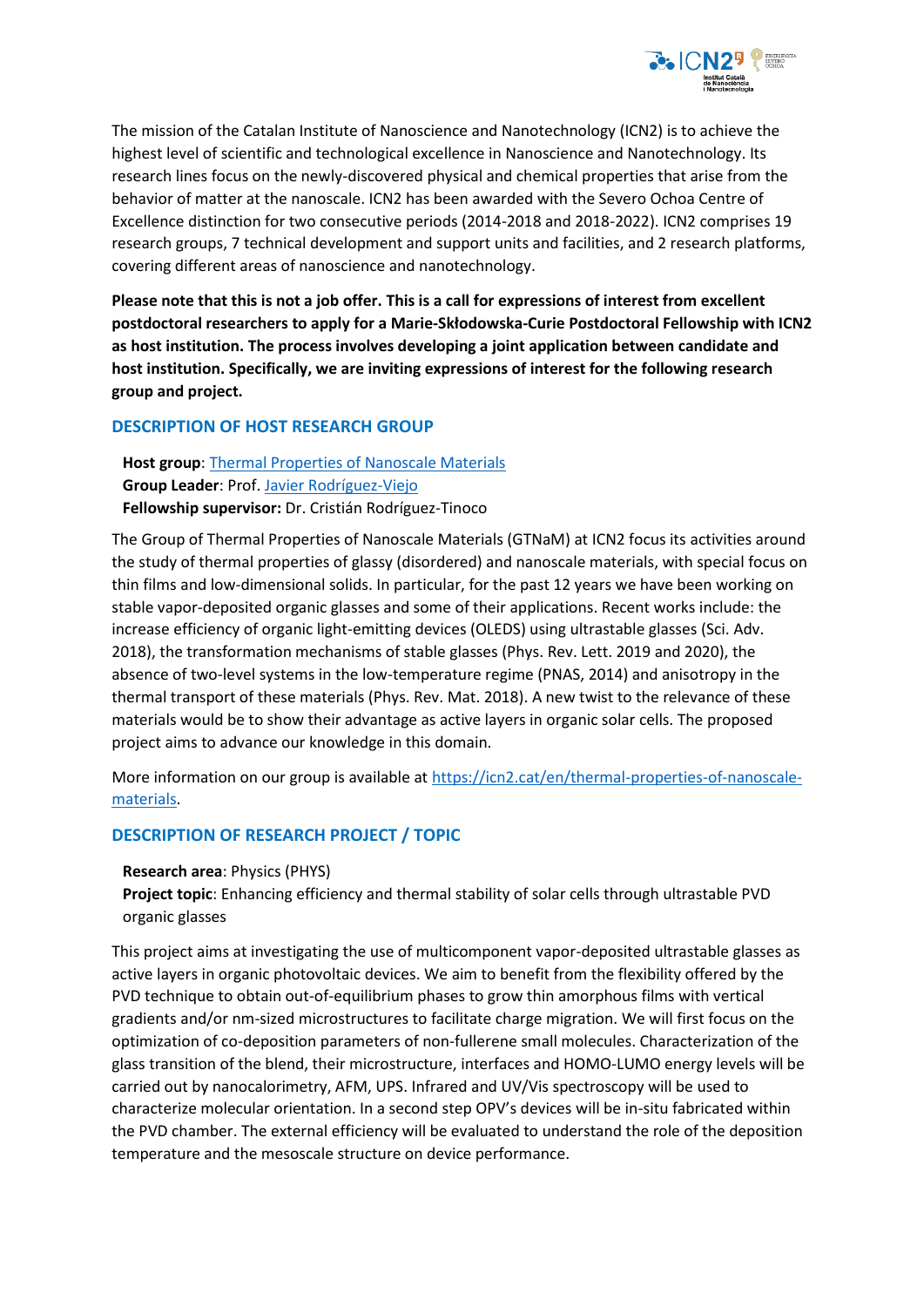The mission of the Catalan Institute of Nanoscience and Nanotechnology (ICN2) is to achieve the highest level of scientific and technological excellence in Nanoscience and Nanotechnology. Its research lines focus on the newly-discovered physical and chemical properties that arise from the behavior of matter at the nanoscale. ICN2 has been awarded with the Severo Ochoa Centre of Excellence distinction for two consecutive periods (2014-2018 and 2018-2022). ICN2 comprises 19 research groups, 7 technical development and support units and facilities, and 2 research platforms, covering different areas of nanoscience and nanotechnology.

**Please note that this is not a job offer. This is a call for expressions of interest from excellent postdoctoral researchers to apply for a Marie-Skłodowska-Curie Postdoctoral Fellowship with ICN2 as host institution. The process involves developing a joint application between candidate and host institution. Specifically, we are inviting expressions of interest for the following research group and project.**

## DESCRIPTION OF HOST RESEARCH GROUP

**Host group**: Thermal Properties of Nanoscale Materials
**Group Leader**: Prof. Javier Rodríguez-Viejo
**Fellowship supervisor:** Dr. Cristián Rodríguez-Tinoco

The Group of Thermal Properties of Nanoscale Materials (GTNaM) at ICN2 focus its activities around the study of thermal properties of glassy (disordered) and nanoscale materials, with special focus on thin films and low-dimensional solids. In particular, for the past 12 years we have been working on stable vapor-deposited organic glasses and some of their applications. Recent works include: the increase efficiency of organic light-emitting devices (OLEDS) using ultrastable glasses (Sci. Adv. 2018), the transformation mechanisms of stable glasses (Phys. Rev. Lett. 2019 and 2020), the absence of two-level systems in the low-temperature regime (PNAS, 2014) and anisotropy in the thermal transport of these materials (Phys. Rev. Mat. 2018). A new twist to the relevance of these materials would be to show their advantage as active layers in organic solar cells. The proposed project aims to advance our knowledge in this domain.

More information on our group is available at https://icn2.cat/en/thermal-properties-of-nanoscale-materials.

## DESCRIPTION OF RESEARCH PROJECT / TOPIC

**Research area**: Physics (PHYS)
**Project topic**: Enhancing efficiency and thermal stability of solar cells through ultrastable PVD organic glasses

This project aims at investigating the use of multicomponent vapor-deposited ultrastable glasses as active layers in organic photovoltaic devices. We aim to benefit from the flexibility offered by the PVD technique to obtain out-of-equilibrium phases to grow thin amorphous films with vertical gradients and/or nm-sized microstructures to facilitate charge migration. We will first focus on the optimization of co-deposition parameters of non-fullerene small molecules. Characterization of the glass transition of the blend, their microstructure, interfaces and HOMO-LUMO energy levels will be carried out by nanocalorimetry, AFM, UPS. Infrared and UV/Vis spectroscopy will be used to characterize molecular orientation. In a second step OPV's devices will be in-situ fabricated within the PVD chamber. The external efficiency will be evaluated to understand the role of the deposition temperature and the mesoscale structure on device performance.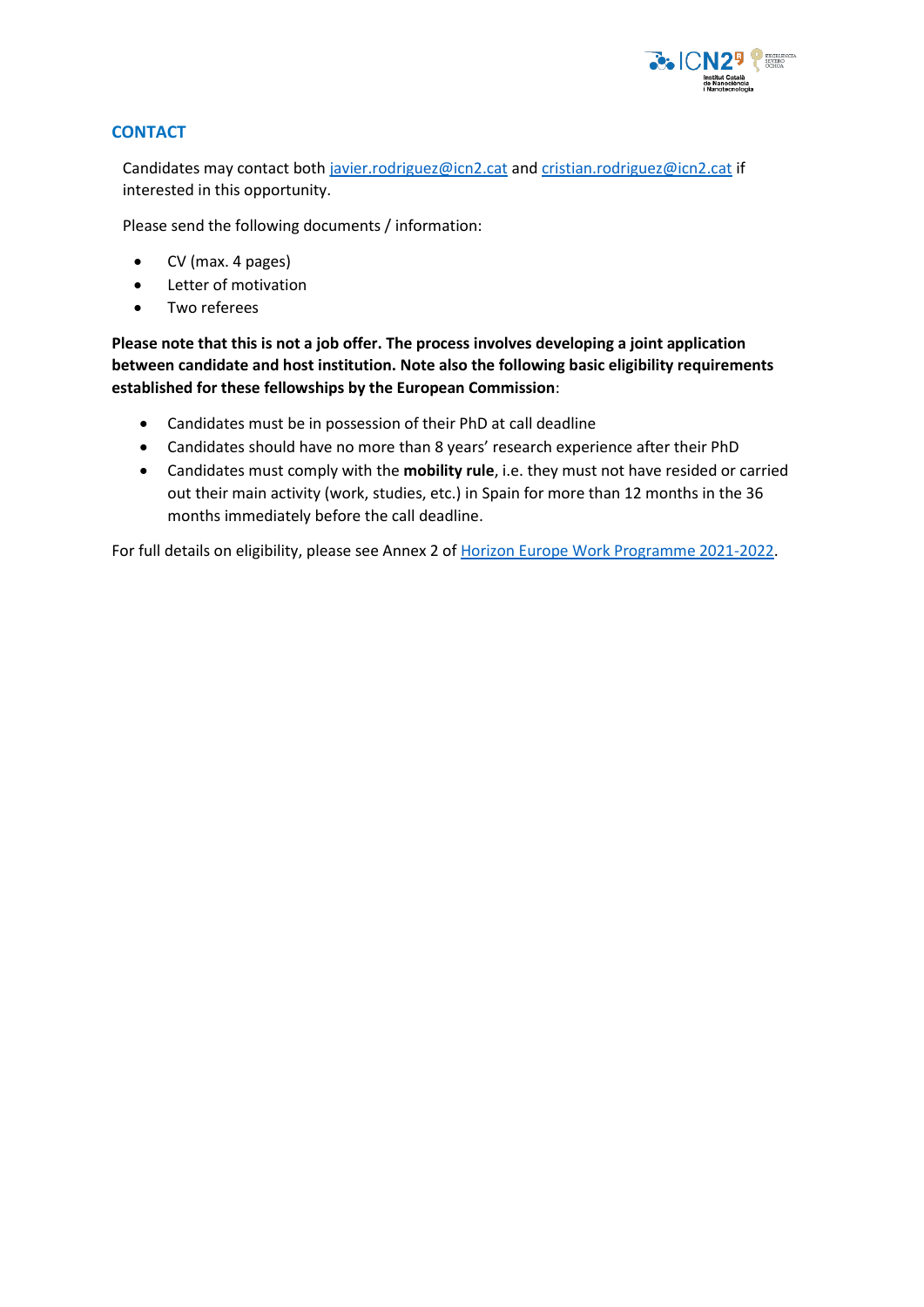## CONTACT

Candidates may contact both javier.rodriguez@icn2.cat and cristian.rodriguez@icn2.cat if interested in this opportunity.

Please send the following documents / information:

- CV (max. 4 pages)
- Letter of motivation
- Two referees

**Please note that this is not a job offer. The process involves developing a joint application between candidate and host institution. Note also the following basic eligibility requirements established for these fellowships by the European Commission**:

- Candidates must be in possession of their PhD at call deadline
- Candidates should have no more than 8 years' research experience after their PhD
- Candidates must comply with the **mobility rule**, i.e. they must not have resided or carried out their main activity (work, studies, etc.) in Spain for more than 12 months in the 36 months immediately before the call deadline.

For full details on eligibility, please see Annex 2 of Horizon Europe Work Programme 2021-2022.